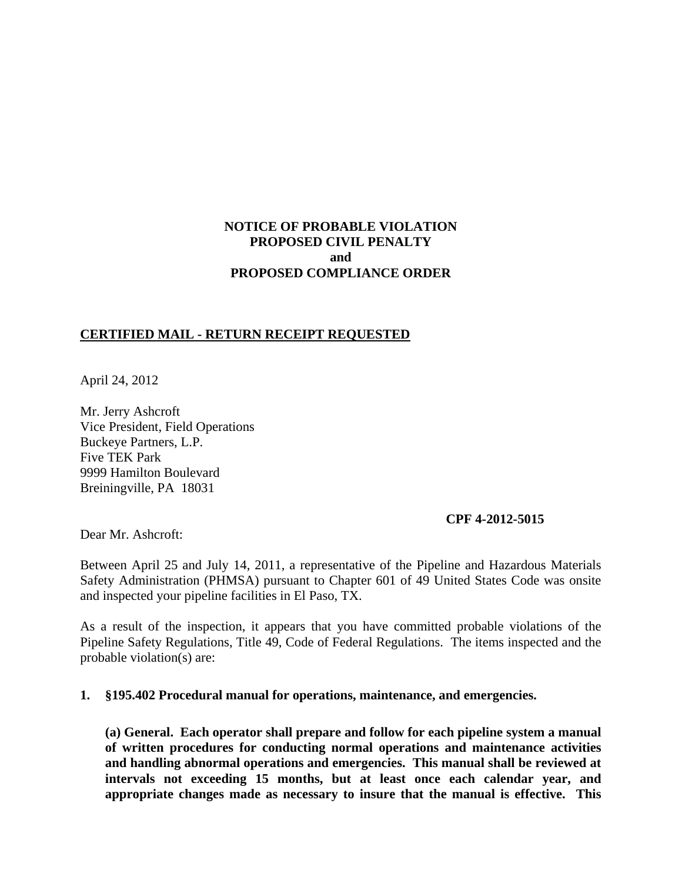**NOTICE OF PROBABLE VIOLATION**
**PROPOSED CIVIL PENALTY**
**and**
**PROPOSED COMPLIANCE ORDER**

**CERTIFIED MAIL - RETURN RECEIPT REQUESTED**

April 24, 2012

Mr. Jerry Ashcroft
Vice President, Field Operations
Buckeye Partners, L.P.
Five TEK Park
9999 Hamilton Boulevard
Breiningville, PA 18031

**CPF 4-2012-5015**

Dear Mr. Ashcroft:

Between April 25 and July 14, 2011, a representative of the Pipeline and Hazardous Materials Safety Administration (PHMSA) pursuant to Chapter 601 of 49 United States Code was onsite and inspected your pipeline facilities in El Paso, TX.

As a result of the inspection, it appears that you have committed probable violations of the Pipeline Safety Regulations, Title 49, Code of Federal Regulations. The items inspected and the probable violation(s) are:

**1. §195.402 Procedural manual for operations, maintenance, and emergencies.**

**(a) General. Each operator shall prepare and follow for each pipeline system a manual of written procedures for conducting normal operations and maintenance activities and handling abnormal operations and emergencies. This manual shall be reviewed at intervals not exceeding 15 months, but at least once each calendar year, and appropriate changes made as necessary to insure that the manual is effective. This**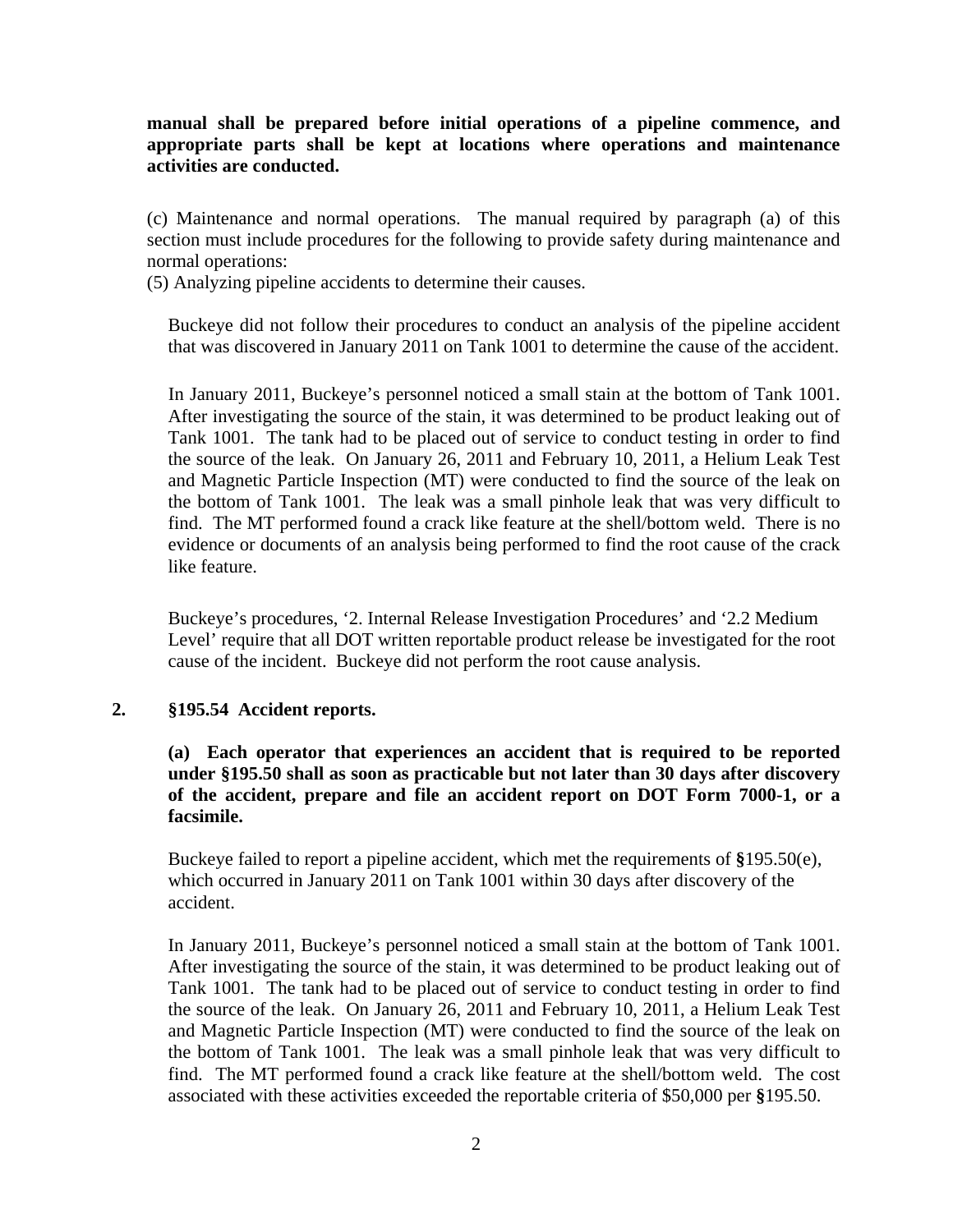**manual shall be prepared before initial operations of a pipeline commence, and appropriate parts shall be kept at locations where operations and maintenance activities are conducted.**

(c) Maintenance and normal operations. The manual required by paragraph (a) of this section must include procedures for the following to provide safety during maintenance and normal operations:
(5) Analyzing pipeline accidents to determine their causes.

Buckeye did not follow their procedures to conduct an analysis of the pipeline accident that was discovered in January 2011 on Tank 1001 to determine the cause of the accident.

In January 2011, Buckeye's personnel noticed a small stain at the bottom of Tank 1001. After investigating the source of the stain, it was determined to be product leaking out of Tank 1001. The tank had to be placed out of service to conduct testing in order to find the source of the leak. On January 26, 2011 and February 10, 2011, a Helium Leak Test and Magnetic Particle Inspection (MT) were conducted to find the source of the leak on the bottom of Tank 1001. The leak was a small pinhole leak that was very difficult to find. The MT performed found a crack like feature at the shell/bottom weld. There is no evidence or documents of an analysis being performed to find the root cause of the crack like feature.

Buckeye's procedures, '2. Internal Release Investigation Procedures' and '2.2 Medium Level' require that all DOT written reportable product release be investigated for the root cause of the incident. Buckeye did not perform the root cause analysis.

**2. §195.54 Accident reports.**

**(a) Each operator that experiences an accident that is required to be reported under §195.50 shall as soon as practicable but not later than 30 days after discovery of the accident, prepare and file an accident report on DOT Form 7000-1, or a facsimile.**

Buckeye failed to report a pipeline accident, which met the requirements of **§**195.50(e), which occurred in January 2011 on Tank 1001 within 30 days after discovery of the accident.

In January 2011, Buckeye's personnel noticed a small stain at the bottom of Tank 1001. After investigating the source of the stain, it was determined to be product leaking out of Tank 1001. The tank had to be placed out of service to conduct testing in order to find the source of the leak. On January 26, 2011 and February 10, 2011, a Helium Leak Test and Magnetic Particle Inspection (MT) were conducted to find the source of the leak on the bottom of Tank 1001. The leak was a small pinhole leak that was very difficult to find. The MT performed found a crack like feature at the shell/bottom weld. The cost associated with these activities exceeded the reportable criteria of $50,000 per **§**195.50.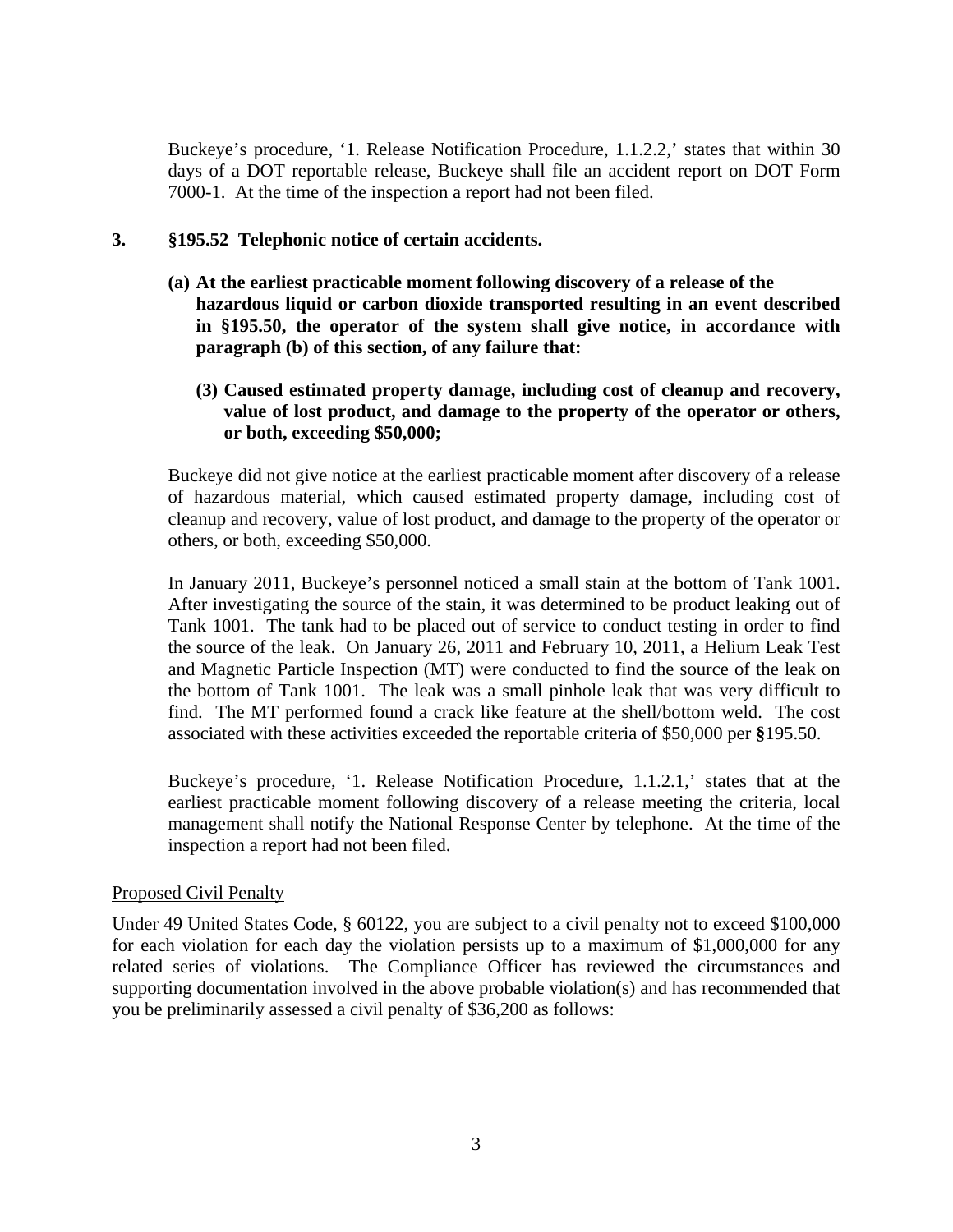Buckeye's procedure, '1. Release Notification Procedure, 1.1.2.2,' states that within 30 days of a DOT reportable release, Buckeye shall file an accident report on DOT Form 7000-1. At the time of the inspection a report had not been filed.

**3. §195.52 Telephonic notice of certain accidents.**

**(a) At the earliest practicable moment following discovery of a release of the hazardous liquid or carbon dioxide transported resulting in an event described in §195.50, the operator of the system shall give notice, in accordance with paragraph (b) of this section, of any failure that:**

**(3) Caused estimated property damage, including cost of cleanup and recovery, value of lost product, and damage to the property of the operator or others, or both, exceeding $50,000;**

Buckeye did not give notice at the earliest practicable moment after discovery of a release of hazardous material, which caused estimated property damage, including cost of cleanup and recovery, value of lost product, and damage to the property of the operator or others, or both, exceeding $50,000.

In January 2011, Buckeye's personnel noticed a small stain at the bottom of Tank 1001. After investigating the source of the stain, it was determined to be product leaking out of Tank 1001. The tank had to be placed out of service to conduct testing in order to find the source of the leak. On January 26, 2011 and February 10, 2011, a Helium Leak Test and Magnetic Particle Inspection (MT) were conducted to find the source of the leak on the bottom of Tank 1001. The leak was a small pinhole leak that was very difficult to find. The MT performed found a crack like feature at the shell/bottom weld. The cost associated with these activities exceeded the reportable criteria of $50,000 per **§**195.50.

Buckeye's procedure, '1. Release Notification Procedure, 1.1.2.1,' states that at the earliest practicable moment following discovery of a release meeting the criteria, local management shall notify the National Response Center by telephone. At the time of the inspection a report had not been filed.

Proposed Civil Penalty

Under 49 United States Code, § 60122, you are subject to a civil penalty not to exceed $100,000 for each violation for each day the violation persists up to a maximum of $1,000,000 for any related series of violations. The Compliance Officer has reviewed the circumstances and supporting documentation involved in the above probable violation(s) and has recommended that you be preliminarily assessed a civil penalty of $36,200 as follows: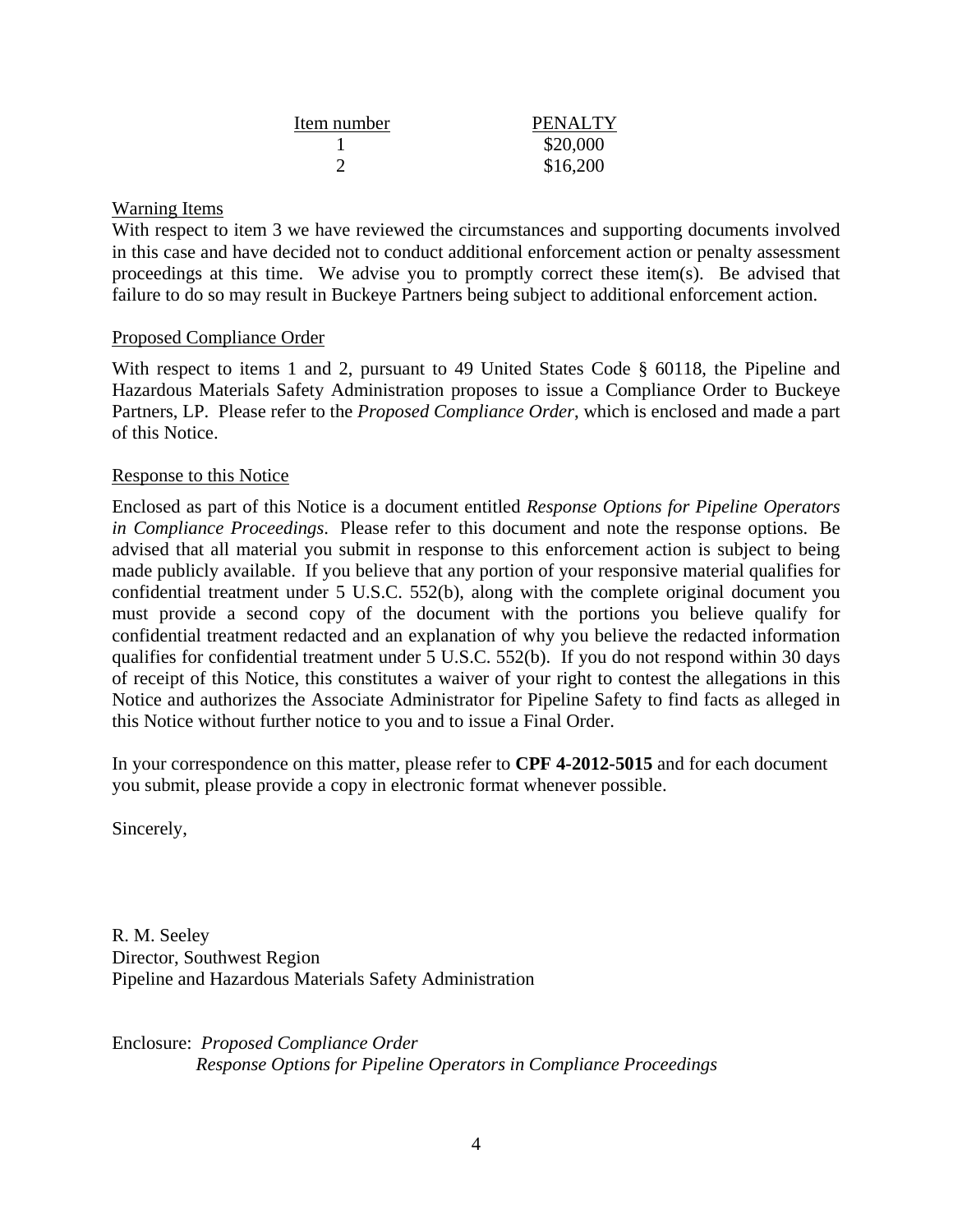| Item number | PENALTY |
|---|---|
| 1 | $20,000 |
| 2 | $16,200 |

Warning Items

With respect to item 3 we have reviewed the circumstances and supporting documents involved in this case and have decided not to conduct additional enforcement action or penalty assessment proceedings at this time. We advise you to promptly correct these item(s). Be advised that failure to do so may result in Buckeye Partners being subject to additional enforcement action.

Proposed Compliance Order

With respect to items 1 and 2, pursuant to 49 United States Code § 60118, the Pipeline and Hazardous Materials Safety Administration proposes to issue a Compliance Order to Buckeye Partners, LP. Please refer to the *Proposed Compliance Order*, which is enclosed and made a part of this Notice.

Response to this Notice

Enclosed as part of this Notice is a document entitled *Response Options for Pipeline Operators in Compliance Proceedings*. Please refer to this document and note the response options. Be advised that all material you submit in response to this enforcement action is subject to being made publicly available. If you believe that any portion of your responsive material qualifies for confidential treatment under 5 U.S.C. 552(b), along with the complete original document you must provide a second copy of the document with the portions you believe qualify for confidential treatment redacted and an explanation of why you believe the redacted information qualifies for confidential treatment under 5 U.S.C. 552(b). If you do not respond within 30 days of receipt of this Notice, this constitutes a waiver of your right to contest the allegations in this Notice and authorizes the Associate Administrator for Pipeline Safety to find facts as alleged in this Notice without further notice to you and to issue a Final Order.

In your correspondence on this matter, please refer to **CPF 4-2012-5015** and for each document you submit, please provide a copy in electronic format whenever possible.

Sincerely,

R. M. Seeley
Director, Southwest Region
Pipeline and Hazardous Materials Safety Administration

Enclosure: *Proposed Compliance Order*
*Response Options for Pipeline Operators in Compliance Proceedings*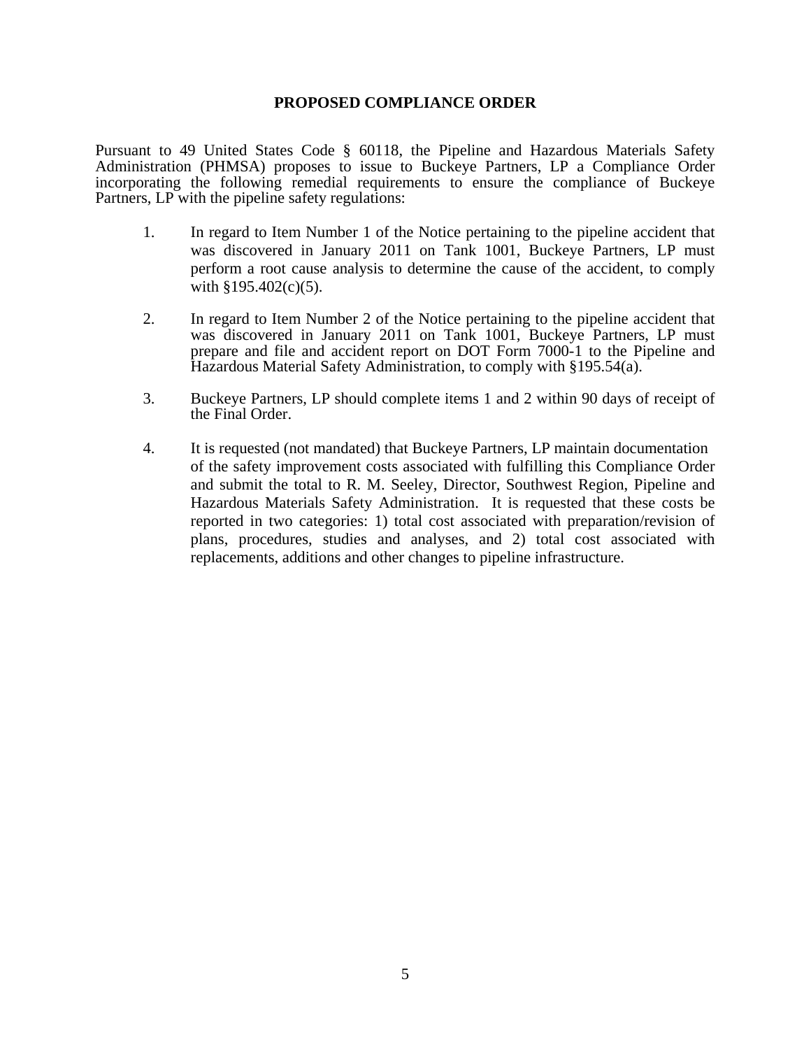**PROPOSED COMPLIANCE ORDER**

Pursuant to 49 United States Code § 60118, the Pipeline and Hazardous Materials Safety Administration (PHMSA) proposes to issue to Buckeye Partners, LP a Compliance Order incorporating the following remedial requirements to ensure the compliance of Buckeye Partners, LP with the pipeline safety regulations:

1. In regard to Item Number 1 of the Notice pertaining to the pipeline accident that was discovered in January 2011 on Tank 1001, Buckeye Partners, LP must perform a root cause analysis to determine the cause of the accident, to comply with §195.402(c)(5).

2. In regard to Item Number 2 of the Notice pertaining to the pipeline accident that was discovered in January 2011 on Tank 1001, Buckeye Partners, LP must prepare and file and accident report on DOT Form 7000-1 to the Pipeline and Hazardous Material Safety Administration, to comply with §195.54(a).

3. Buckeye Partners, LP should complete items 1 and 2 within 90 days of receipt of the Final Order.

4. It is requested (not mandated) that Buckeye Partners, LP maintain documentation of the safety improvement costs associated with fulfilling this Compliance Order and submit the total to R. M. Seeley, Director, Southwest Region, Pipeline and Hazardous Materials Safety Administration. It is requested that these costs be reported in two categories: 1) total cost associated with preparation/revision of plans, procedures, studies and analyses, and 2) total cost associated with replacements, additions and other changes to pipeline infrastructure.